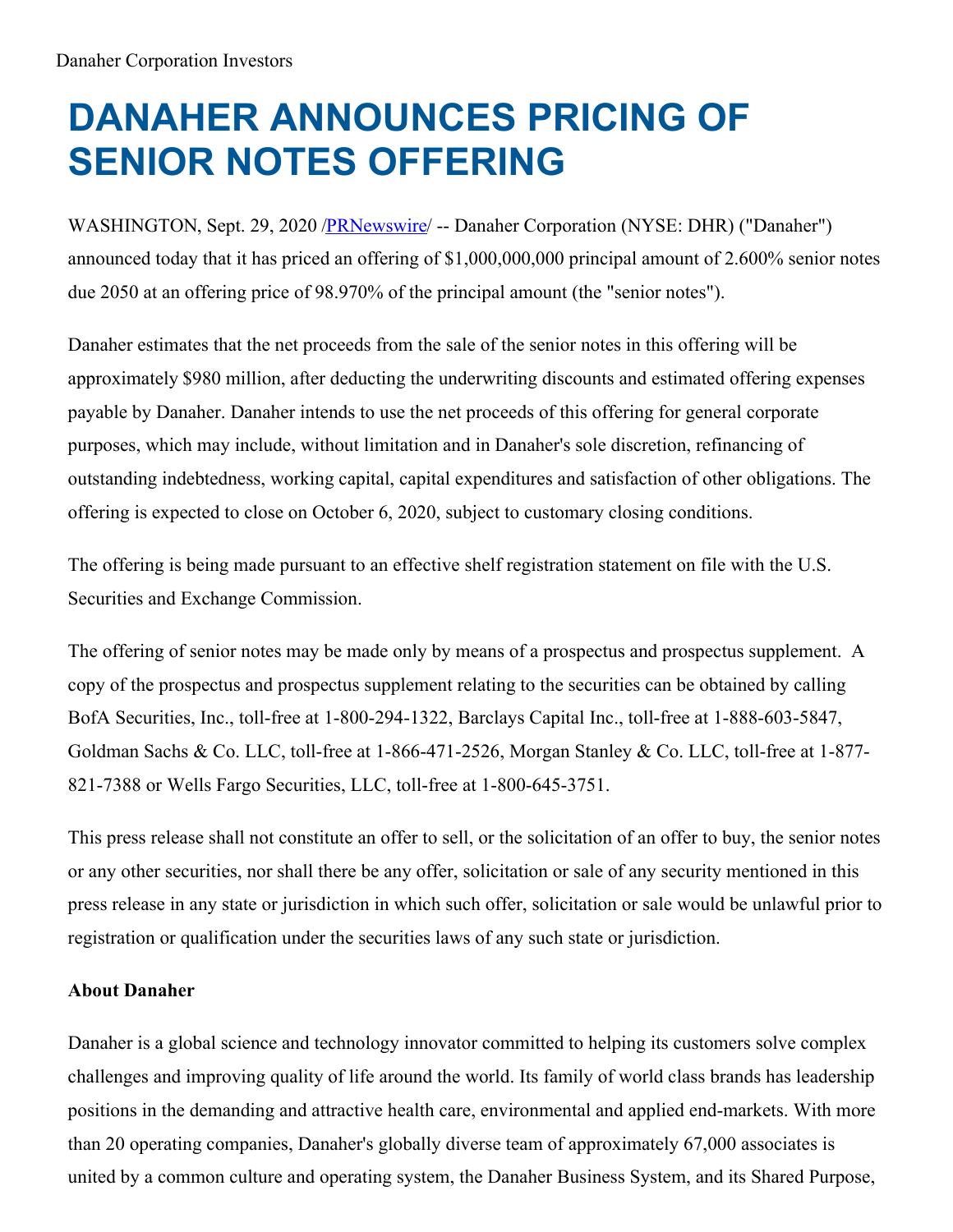Danaher Corporation Investors

# DANAHER ANNOUNCES PRICING OF SENIOR NOTES OFFERING

WASHINGTON, Sept. 29, 2020 /PRNewswire/ -- Danaher Corporation (NYSE: DHR) ("Danaher") announced today that it has priced an offering of $1,000,000,000 principal amount of 2.600% senior notes due 2050 at an offering price of 98.970% of the principal amount (the "senior notes").

Danaher estimates that the net proceeds from the sale of the senior notes in this offering will be approximately $980 million, after deducting the underwriting discounts and estimated offering expenses payable by Danaher. Danaher intends to use the net proceeds of this offering for general corporate purposes, which may include, without limitation and in Danaher's sole discretion, refinancing of outstanding indebtedness, working capital, capital expenditures and satisfaction of other obligations. The offering is expected to close on October 6, 2020, subject to customary closing conditions.

The offering is being made pursuant to an effective shelf registration statement on file with the U.S. Securities and Exchange Commission.

The offering of senior notes may be made only by means of a prospectus and prospectus supplement. A copy of the prospectus and prospectus supplement relating to the securities can be obtained by calling BofA Securities, Inc., toll-free at 1-800-294-1322, Barclays Capital Inc., toll-free at 1-888-603-5847, Goldman Sachs & Co. LLC, toll-free at 1-866-471-2526, Morgan Stanley & Co. LLC, toll-free at 1-877-821-7388 or Wells Fargo Securities, LLC, toll-free at 1-800-645-3751.

This press release shall not constitute an offer to sell, or the solicitation of an offer to buy, the senior notes or any other securities, nor shall there be any offer, solicitation or sale of any security mentioned in this press release in any state or jurisdiction in which such offer, solicitation or sale would be unlawful prior to registration or qualification under the securities laws of any such state or jurisdiction.

**About Danaher**

Danaher is a global science and technology innovator committed to helping its customers solve complex challenges and improving quality of life around the world. Its family of world class brands has leadership positions in the demanding and attractive health care, environmental and applied end-markets. With more than 20 operating companies, Danaher's globally diverse team of approximately 67,000 associates is united by a common culture and operating system, the Danaher Business System, and its Shared Purpose,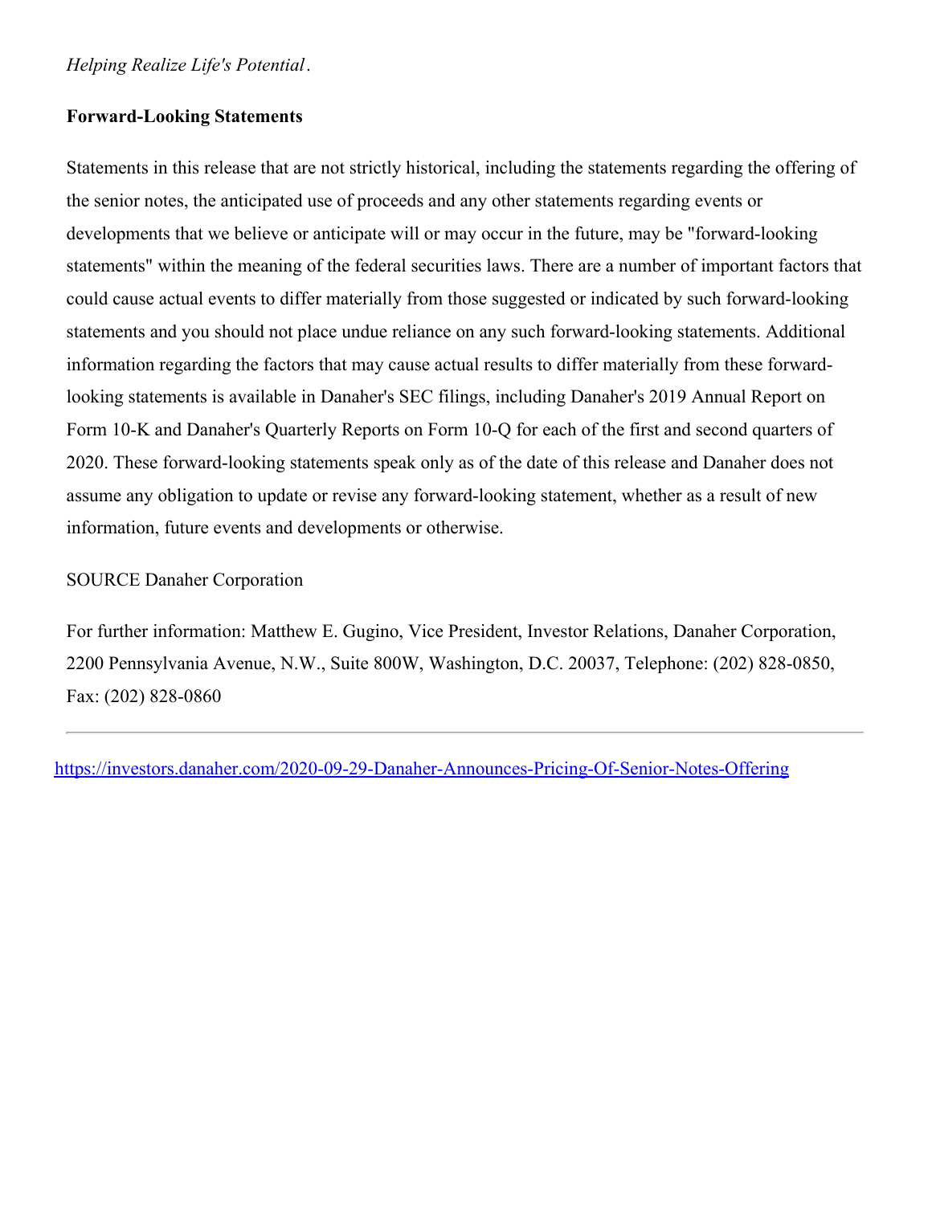*Helping Realize Life's Potential*.

**Forward-Looking Statements**

Statements in this release that are not strictly historical, including the statements regarding the offering of the senior notes, the anticipated use of proceeds and any other statements regarding events or developments that we believe or anticipate will or may occur in the future, may be "forward-looking statements" within the meaning of the federal securities laws. There are a number of important factors that could cause actual events to differ materially from those suggested or indicated by such forward-looking statements and you should not place undue reliance on any such forward-looking statements. Additional information regarding the factors that may cause actual results to differ materially from these forward-looking statements is available in Danaher's SEC filings, including Danaher's 2019 Annual Report on Form 10-K and Danaher's Quarterly Reports on Form 10-Q for each of the first and second quarters of 2020. These forward-looking statements speak only as of the date of this release and Danaher does not assume any obligation to update or revise any forward-looking statement, whether as a result of new information, future events and developments or otherwise.

SOURCE Danaher Corporation

For further information: Matthew E. Gugino, Vice President, Investor Relations, Danaher Corporation, 2200 Pennsylvania Avenue, N.W., Suite 800W, Washington, D.C. 20037, Telephone: (202) 828-0850, Fax: (202) 828-0860

---

https://investors.danaher.com/2020-09-29-Danaher-Announces-Pricing-Of-Senior-Notes-Offering